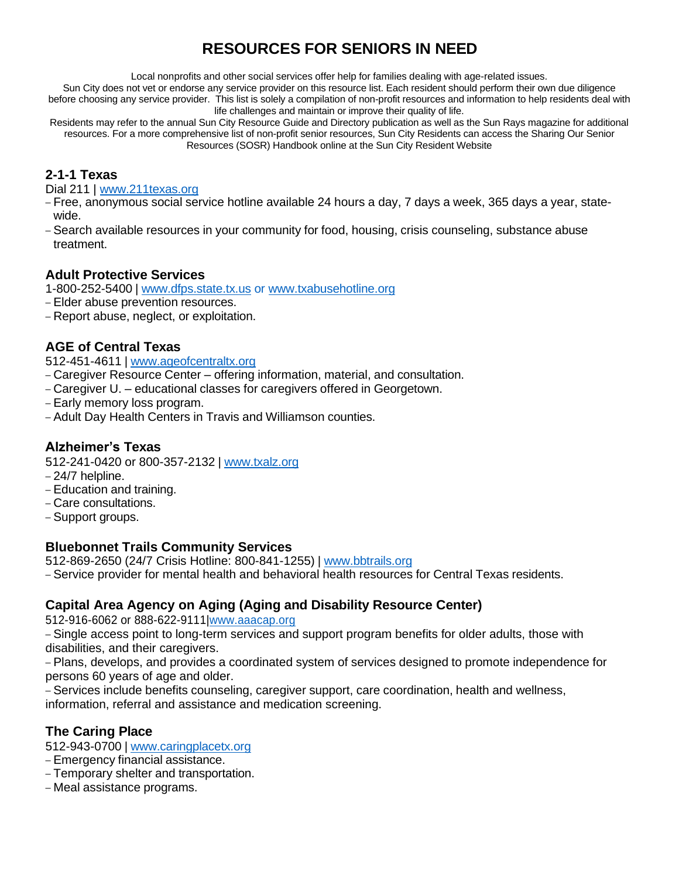# RESOURCES FOR SENIORS IN NEED

Local nonprofits and other social services offer help for families dealing with age-related issues.
Sun City does not vet or endorse any service provider on this resource list. Each resident should perform their own due diligence before choosing any service provider. This list is solely a compilation of non-profit resources and information to help residents deal with life challenges and maintain or improve their quality of life.
Residents may refer to the annual Sun City Resource Guide and Directory publication as well as the Sun Rays magazine for additional resources. For a more comprehensive list of non-profit senior resources, Sun City Residents can access the Sharing Our Senior Resources (SOSR) Handbook online at the Sun City Resident Website

### 2-1-1 Texas

Dial 211 | www.211texas.org

- Free, anonymous social service hotline available 24 hours a day, 7 days a week, 365 days a year, state-wide.
- Search available resources in your community for food, housing, crisis counseling, substance abuse treatment.

### Adult Protective Services

1-800-252-5400 | www.dfps.state.tx.us or www.txabusehotline.org

- Elder abuse prevention resources.
- Report abuse, neglect, or exploitation.

### AGE of Central Texas

512-451-4611 | www.ageofcentraltx.org

- Caregiver Resource Center – offering information, material, and consultation.
- Caregiver U. – educational classes for caregivers offered in Georgetown.
- Early memory loss program.
- Adult Day Health Centers in Travis and Williamson counties.

### Alzheimer's Texas

512-241-0420 or 800-357-2132 | www.txalz.org

- 24/7 helpline.
- Education and training.
- Care consultations.
- Support groups.

### Bluebonnet Trails Community Services

512-869-2650 (24/7 Crisis Hotline: 800-841-1255) | www.bbtrails.org

- Service provider for mental health and behavioral health resources for Central Texas residents.

### Capital Area Agency on Aging (Aging and Disability Resource Center)

512-916-6062 or 888-622-9111|www.aaacap.org

- Single access point to long-term services and support program benefits for older adults, those with disabilities, and their caregivers.
- Plans, develops, and provides a coordinated system of services designed to promote independence for persons 60 years of age and older.
- Services include benefits counseling, caregiver support, care coordination, health and wellness, information, referral and assistance and medication screening.

### The Caring Place

512-943-0700 | www.caringplacetx.org

- Emergency financial assistance.
- Temporary shelter and transportation.
- Meal assistance programs.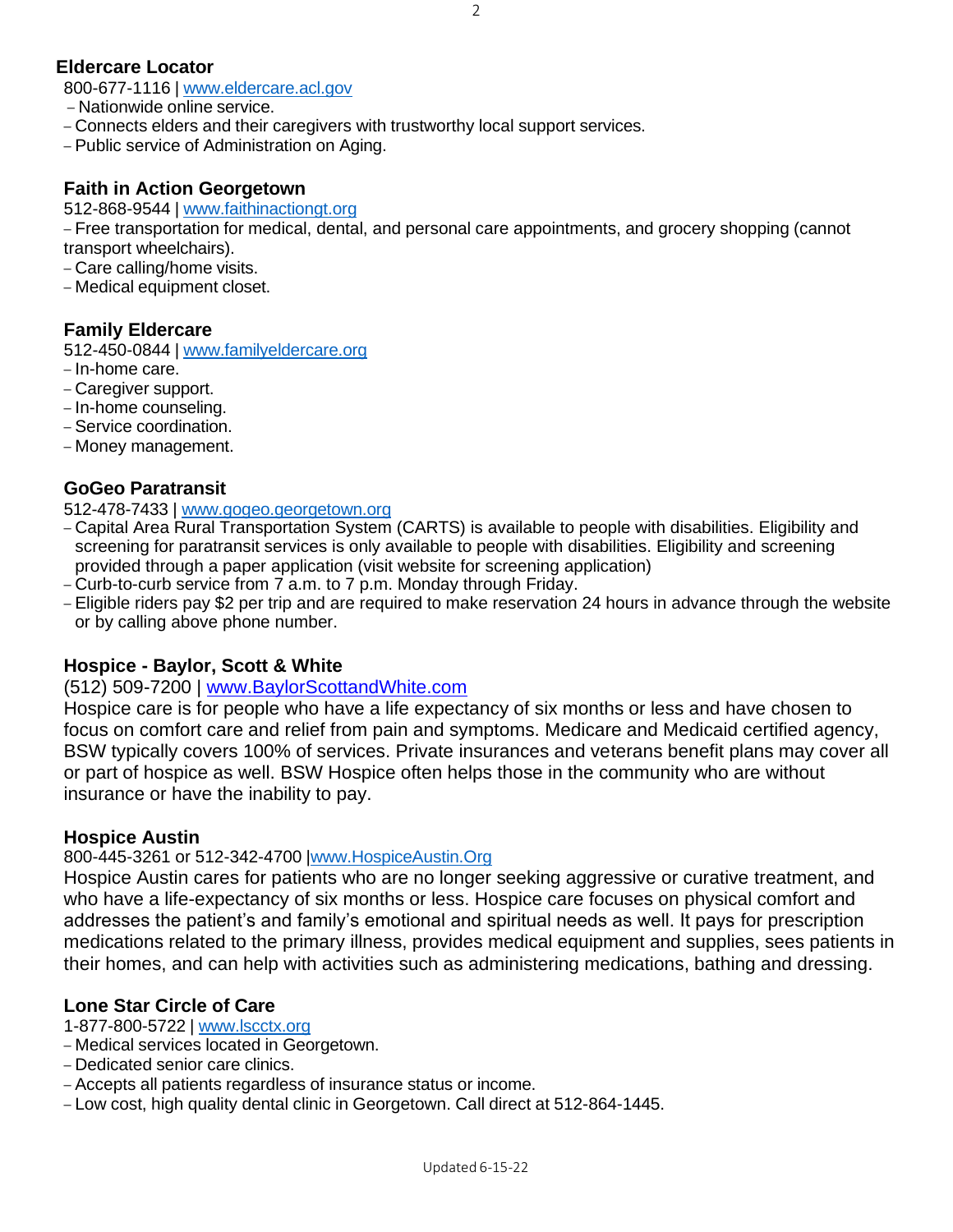### Eldercare Locator

800-677-1116 | www.eldercare.acl.gov

- Nationwide online service.
- Connects elders and their caregivers with trustworthy local support services.
- Public service of Administration on Aging.

### Faith in Action Georgetown

512-868-9544 | www.faithinactiongt.org

- Free transportation for medical, dental, and personal care appointments, and grocery shopping (cannot transport wheelchairs).
- Care calling/home visits.
- Medical equipment closet.

### Family Eldercare

512-450-0844 | www.familyeldercare.org

- In-home care.
- Caregiver support.
- In-home counseling.
- Service coordination.
- Money management.

### GoGeo Paratransit

512-478-7433 | www.gogeo.georgetown.org

- Capital Area Rural Transportation System (CARTS) is available to people with disabilities. Eligibility and screening for paratransit services is only available to people with disabilities. Eligibility and screening provided through a paper application (visit website for screening application)
- Curb-to-curb service from 7 a.m. to 7 p.m. Monday through Friday.
- Eligible riders pay $2 per trip and are required to make reservation 24 hours in advance through the website or by calling above phone number.

### Hospice - Baylor, Scott & White

(512) 509-7200 | www.BaylorScottandWhite.com

Hospice care is for people who have a life expectancy of six months or less and have chosen to focus on comfort care and relief from pain and symptoms. Medicare and Medicaid certified agency, BSW typically covers 100% of services. Private insurances and veterans benefit plans may cover all or part of hospice as well. BSW Hospice often helps those in the community who are without insurance or have the inability to pay.

### Hospice Austin

800-445-3261 or 512-342-4700 |www.HospiceAustin.Org

Hospice Austin cares for patients who are no longer seeking aggressive or curative treatment, and who have a life-expectancy of six months or less. Hospice care focuses on physical comfort and addresses the patient's and family's emotional and spiritual needs as well. It pays for prescription medications related to the primary illness, provides medical equipment and supplies, sees patients in their homes, and can help with activities such as administering medications, bathing and dressing.

### Lone Star Circle of Care

1-877-800-5722 | www.lscctx.org

- Medical services located in Georgetown.
- Dedicated senior care clinics.
- Accepts all patients regardless of insurance status or income.
- Low cost, high quality dental clinic in Georgetown. Call direct at 512-864-1445.

Updated 6-15-22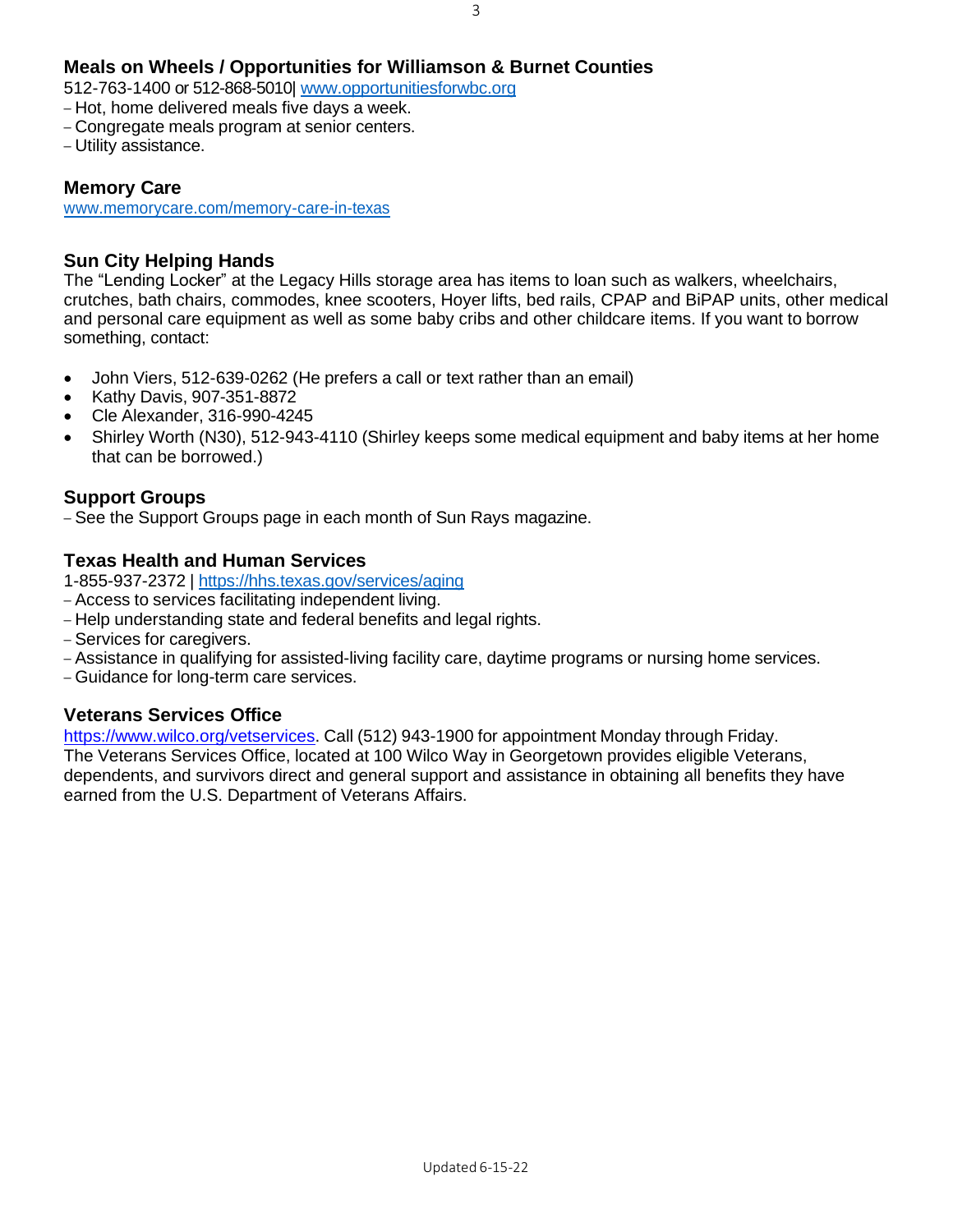### Meals on Wheels / Opportunities for Williamson & Burnet Counties

512-763-1400 or 512-868-5010| www.opportunitiesforwbc.org
- Hot, home delivered meals five days a week.
- Congregate meals program at senior centers.
- Utility assistance.

### Memory Care

www.memorycare.com/memory-care-in-texas

### Sun City Helping Hands

The "Lending Locker" at the Legacy Hills storage area has items to loan such as walkers, wheelchairs, crutches, bath chairs, commodes, knee scooters, Hoyer lifts, bed rails, CPAP and BiPAP units, other medical and personal care equipment as well as some baby cribs and other childcare items. If you want to borrow something, contact:

- John Viers, 512-639-0262 (He prefers a call or text rather than an email)
- Kathy Davis, 907-351-8872
- Cle Alexander, 316-990-4245
- Shirley Worth (N30), 512-943-4110 (Shirley keeps some medical equipment and baby items at her home that can be borrowed.)

### Support Groups

- See the Support Groups page in each month of Sun Rays magazine.

### Texas Health and Human Services

1-855-937-2372 | https://hhs.texas.gov/services/aging
- Access to services facilitating independent living.
- Help understanding state and federal benefits and legal rights.
- Services for caregivers.
- Assistance in qualifying for assisted-living facility care, daytime programs or nursing home services.
- Guidance for long-term care services.

### Veterans Services Office

https://www.wilco.org/vetservices. Call (512) 943-1900 for appointment Monday through Friday.
The Veterans Services Office, located at 100 Wilco Way in Georgetown provides eligible Veterans, dependents, and survivors direct and general support and assistance in obtaining all benefits they have earned from the U.S. Department of Veterans Affairs.

Updated 6-15-22